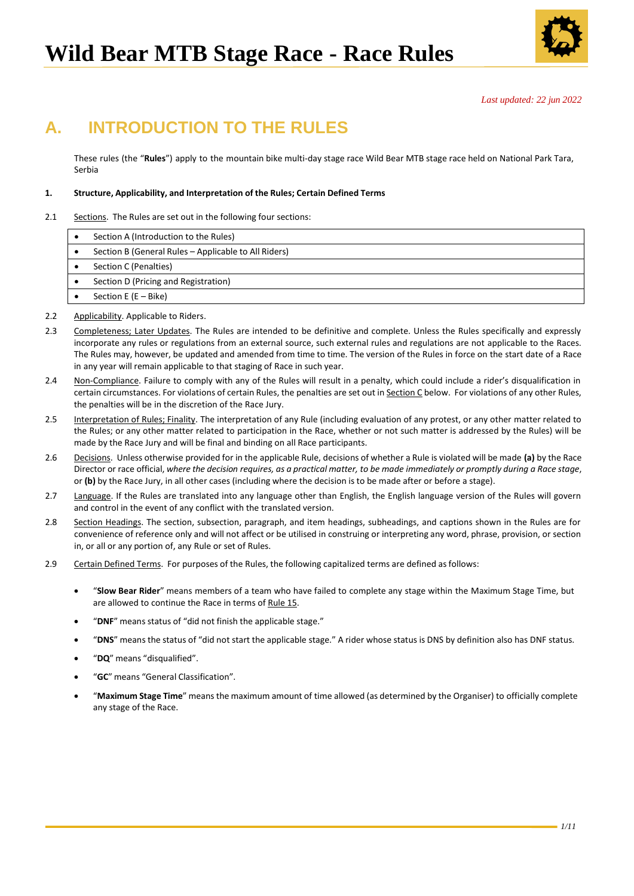# Wild Bear MTB Stage Race - Race Rules

*Last updated: 22 jun 2022*

## A. INTRODUCTION TO THE RULES

These rules (the "**Rules**") apply to the mountain bike multi-day stage race Wild Bear MTB stage race held on National Park Tara, Serbia

**1. Structure, Applicability, and Interpretation of the Rules; Certain Defined Terms**

2.1 Sections. The Rules are set out in the following four sections:

- Section A (Introduction to the Rules)
- Section B (General Rules – Applicable to All Riders)
- Section C (Penalties)
- Section D (Pricing and Registration)
- Section E (E – Bike)

2.2 Applicability. Applicable to Riders.

2.3 Completeness; Later Updates. The Rules are intended to be definitive and complete. Unless the Rules specifically and expressly incorporate any rules or regulations from an external source, such external rules and regulations are not applicable to the Races. The Rules may, however, be updated and amended from time to time. The version of the Rules in force on the start date of a Race in any year will remain applicable to that staging of Race in such year.

2.4 Non-Compliance. Failure to comply with any of the Rules will result in a penalty, which could include a rider's disqualification in certain circumstances. For violations of certain Rules, the penalties are set out in Section C below. For violations of any other Rules, the penalties will be in the discretion of the Race Jury.

2.5 Interpretation of Rules; Finality. The interpretation of any Rule (including evaluation of any protest, or any other matter related to the Rules; or any other matter related to participation in the Race, whether or not such matter is addressed by the Rules) will be made by the Race Jury and will be final and binding on all Race participants.

2.6 Decisions. Unless otherwise provided for in the applicable Rule, decisions of whether a Rule is violated will be made **(a)** by the Race Director or race official, *where the decision requires, as a practical matter, to be made immediately or promptly during a Race stage*, or **(b)** by the Race Jury, in all other cases (including where the decision is to be made after or before a stage).

2.7 Language. If the Rules are translated into any language other than English, the English language version of the Rules will govern and control in the event of any conflict with the translated version.

2.8 Section Headings. The section, subsection, paragraph, and item headings, subheadings, and captions shown in the Rules are for convenience of reference only and will not affect or be utilised in construing or interpreting any word, phrase, provision, or section in, or all or any portion of, any Rule or set of Rules.

2.9 Certain Defined Terms. For purposes of the Rules, the following capitalized terms are defined as follows:

- "**Slow Bear Rider**" means members of a team who have failed to complete any stage within the Maximum Stage Time, but are allowed to continue the Race in terms of Rule 15.
- "**DNF**" means status of "did not finish the applicable stage."
- "**DNS**" means the status of "did not start the applicable stage." A rider whose status is DNS by definition also has DNF status.
- "**DQ**" means "disqualified".
- "**GC**" means "General Classification".
- "**Maximum Stage Time**" means the maximum amount of time allowed (as determined by the Organiser) to officially complete any stage of the Race.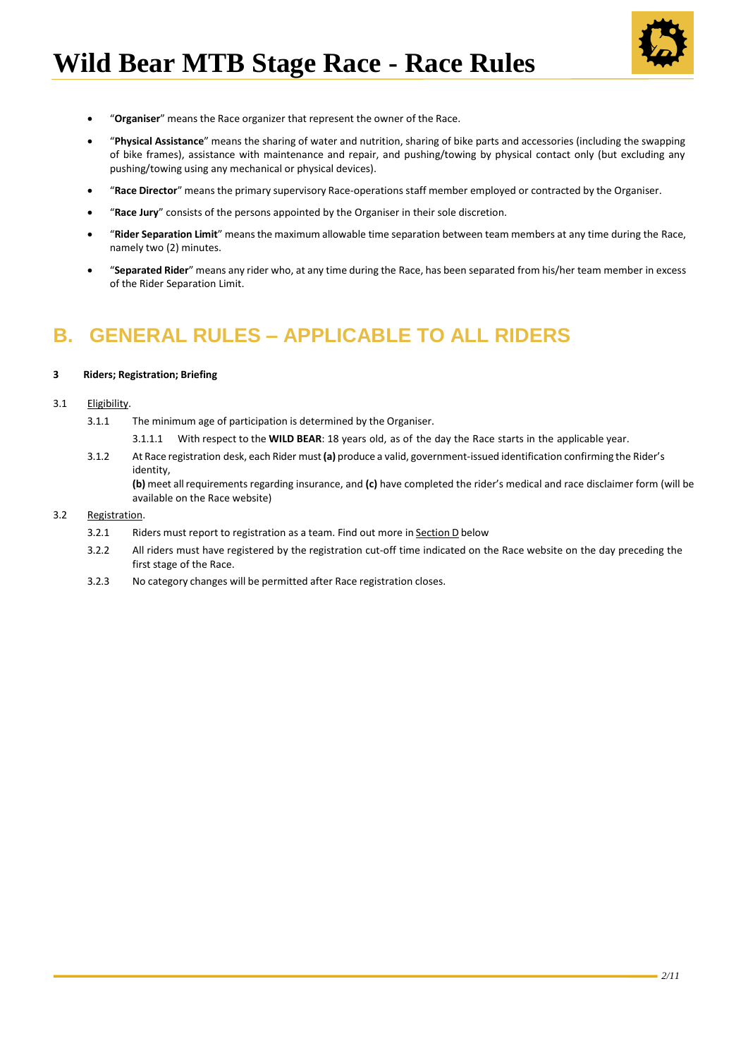- "**Organiser**" means the Race organizer that represent the owner of the Race.
- "**Physical Assistance**" means the sharing of water and nutrition, sharing of bike parts and accessories (including the swapping of bike frames), assistance with maintenance and repair, and pushing/towing by physical contact only (but excluding any pushing/towing using any mechanical or physical devices).
- "**Race Director**" means the primary supervisory Race-operations staff member employed or contracted by the Organiser.
- "**Race Jury**" consists of the persons appointed by the Organiser in their sole discretion.
- "**Rider Separation Limit**" means the maximum allowable time separation between team members at any time during the Race, namely two (2) minutes.
- "**Separated Rider**" means any rider who, at any time during the Race, has been separated from his/her team member in excess of the Rider Separation Limit.

# B. GENERAL RULES – APPLICABLE TO ALL RIDERS

**3 Riders; Registration; Briefing**

3.1 Eligibility.

3.1.1 The minimum age of participation is determined by the Organiser.

3.1.1.1 With respect to the **WILD BEAR**: 18 years old, as of the day the Race starts in the applicable year.

3.1.2 At Race registration desk, each Rider must **(a)** produce a valid, government-issued identification confirming the Rider's identity,
**(b)** meet all requirements regarding insurance, and **(c)** have completed the rider's medical and race disclaimer form (will be available on the Race website)

3.2 Registration.

3.2.1 Riders must report to registration as a team. Find out more in Section D below

3.2.2 All riders must have registered by the registration cut-off time indicated on the Race website on the day preceding the first stage of the Race.

3.2.3 No category changes will be permitted after Race registration closes.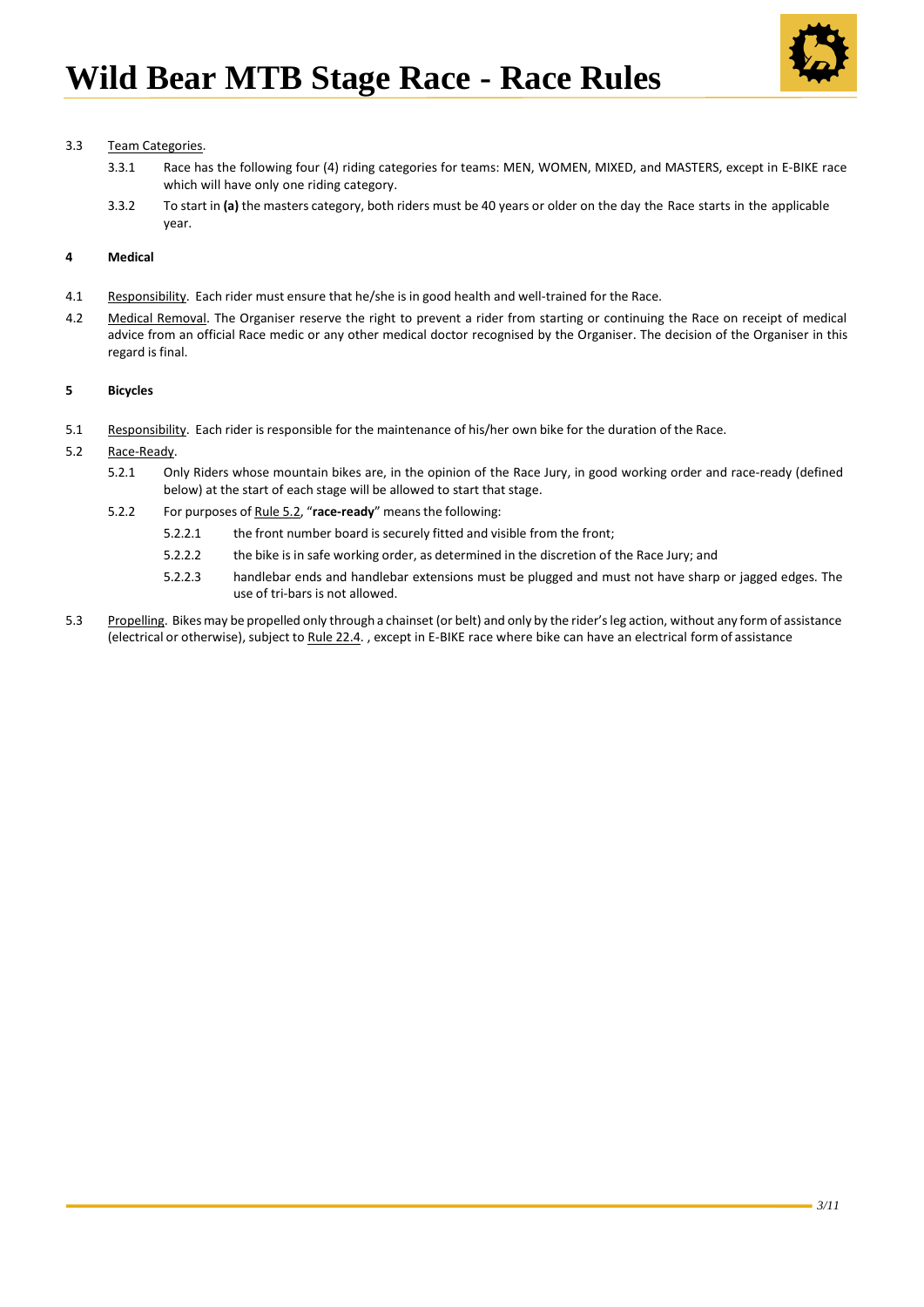3.3 Team Categories.

3.3.1 Race has the following four (4) riding categories for teams: MEN, WOMEN, MIXED, and MASTERS, except in E-BIKE race which will have only one riding category.

3.3.2 To start in **(a)** the masters category, both riders must be 40 years or older on the day the Race starts in the applicable year.

## 4 Medical

4.1 Responsibility. Each rider must ensure that he/she is in good health and well-trained for the Race.

4.2 Medical Removal. The Organiser reserve the right to prevent a rider from starting or continuing the Race on receipt of medical advice from an official Race medic or any other medical doctor recognised by the Organiser. The decision of the Organiser in this regard is final.

## 5 Bicycles

5.1 Responsibility. Each rider is responsible for the maintenance of his/her own bike for the duration of the Race.

5.2 Race-Ready.

5.2.1 Only Riders whose mountain bikes are, in the opinion of the Race Jury, in good working order and race-ready (defined below) at the start of each stage will be allowed to start that stage.

5.2.2 For purposes of Rule 5.2, "**race-ready**" means the following:

5.2.2.1 the front number board is securely fitted and visible from the front;

5.2.2.2 the bike is in safe working order, as determined in the discretion of the Race Jury; and

5.2.2.3 handlebar ends and handlebar extensions must be plugged and must not have sharp or jagged edges. The use of tri-bars is not allowed.

5.3 Propelling. Bikes may be propelled only through a chainset (or belt) and only by the rider's leg action, without any form of assistance (electrical or otherwise), subject to Rule 22.4. , except in E-BIKE race where bike can have an electrical form of assistance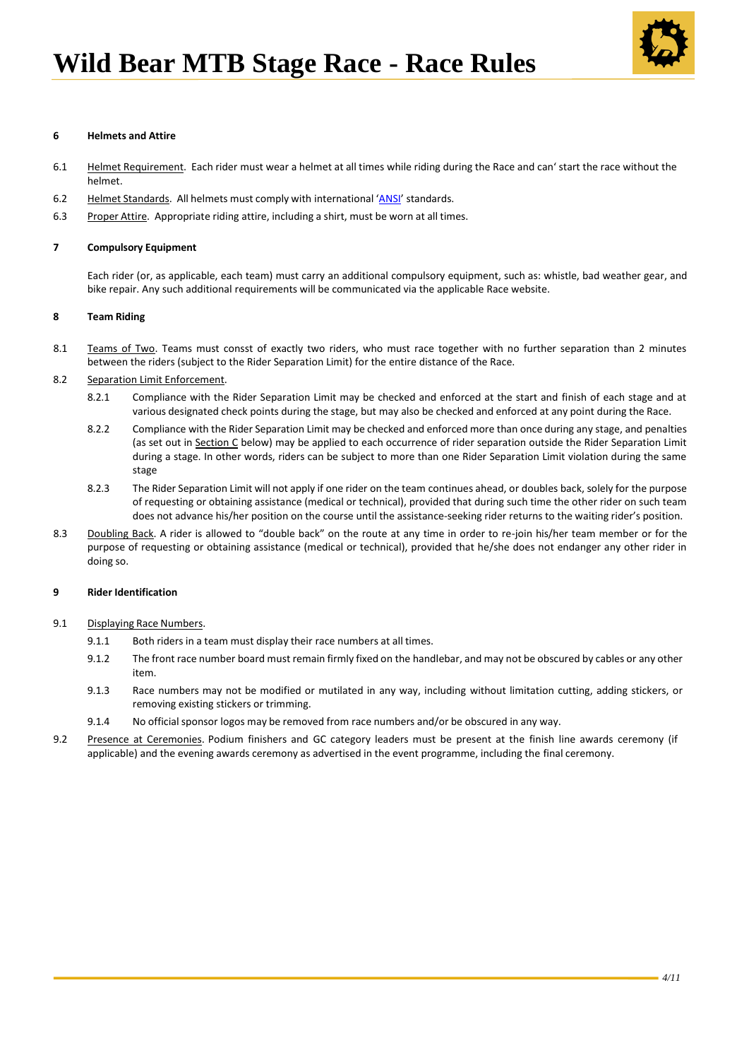## 6 Helmets and Attire

6.1 Helmet Requirement. Each rider must wear a helmet at all times while riding during the Race and can' start the race without the helmet.

6.2 Helmet Standards. All helmets must comply with international 'ANSI' standards.

6.3 Proper Attire. Appropriate riding attire, including a shirt, must be worn at all times.

## 7 Compulsory Equipment

Each rider (or, as applicable, each team) must carry an additional compulsory equipment, such as: whistle, bad weather gear, and bike repair. Any such additional requirements will be communicated via the applicable Race website.

## 8 Team Riding

8.1 Teams of Two. Teams must consst of exactly two riders, who must race together with no further separation than 2 minutes between the riders (subject to the Rider Separation Limit) for the entire distance of the Race.

8.2 Separation Limit Enforcement.

8.2.1 Compliance with the Rider Separation Limit may be checked and enforced at the start and finish of each stage and at various designated check points during the stage, but may also be checked and enforced at any point during the Race.

8.2.2 Compliance with the Rider Separation Limit may be checked and enforced more than once during any stage, and penalties (as set out in Section C below) may be applied to each occurrence of rider separation outside the Rider Separation Limit during a stage. In other words, riders can be subject to more than one Rider Separation Limit violation during the same stage

8.2.3 The Rider Separation Limit will not apply if one rider on the team continues ahead, or doubles back, solely for the purpose of requesting or obtaining assistance (medical or technical), provided that during such time the other rider on such team does not advance his/her position on the course until the assistance-seeking rider returns to the waiting rider's position.

8.3 Doubling Back. A rider is allowed to "double back" on the route at any time in order to re-join his/her team member or for the purpose of requesting or obtaining assistance (medical or technical), provided that he/she does not endanger any other rider in doing so.

## 9 Rider Identification

9.1 Displaying Race Numbers.

9.1.1 Both riders in a team must display their race numbers at all times.

9.1.2 The front race number board must remain firmly fixed on the handlebar, and may not be obscured by cables or any other item.

9.1.3 Race numbers may not be modified or mutilated in any way, including without limitation cutting, adding stickers, or removing existing stickers or trimming.

9.1.4 No official sponsor logos may be removed from race numbers and/or be obscured in any way.

9.2 Presence at Ceremonies. Podium finishers and GC category leaders must be present at the finish line awards ceremony (if applicable) and the evening awards ceremony as advertised in the event programme, including the final ceremony.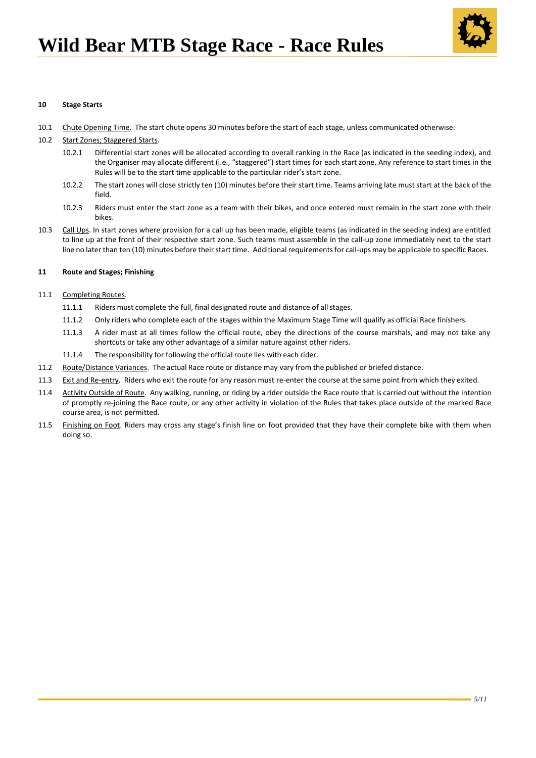## 10 Stage Starts

10.1 Chute Opening Time. The start chute opens 30 minutes before the start of each stage, unless communicated otherwise.

10.2 Start Zones; Staggered Starts.

- 10.2.1 Differential start zones will be allocated according to overall ranking in the Race (as indicated in the seeding index), and the Organiser may allocate different (i.e., "staggered") start times for each start zone. Any reference to start times in the Rules will be to the start time applicable to the particular rider's start zone.
- 10.2.2 The start zones will close strictly ten (10) minutes before their start time. Teams arriving late must start at the back of the field.
- 10.2.3 Riders must enter the start zone as a team with their bikes, and once entered must remain in the start zone with their bikes.

10.3 Call Ups. In start zones where provision for a call up has been made, eligible teams (as indicated in the seeding index) are entitled to line up at the front of their respective start zone. Such teams must assemble in the call-up zone immediately next to the start line no later than ten (10) minutes before their start time. Additional requirements for call-ups may be applicable to specific Races.

## 11 Route and Stages; Finishing

11.1 Completing Routes.

- 11.1.1 Riders must complete the full, final designated route and distance of all stages.
- 11.1.2 Only riders who complete each of the stages within the Maximum Stage Time will qualify as official Race finishers.
- 11.1.3 A rider must at all times follow the official route, obey the directions of the course marshals, and may not take any shortcuts or take any other advantage of a similar nature against other riders.
- 11.1.4 The responsibility for following the official route lies with each rider.

11.2 Route/Distance Variances. The actual Race route or distance may vary from the published or briefed distance.

11.3 Exit and Re-entry. Riders who exit the route for any reason must re-enter the course at the same point from which they exited.

11.4 Activity Outside of Route. Any walking, running, or riding by a rider outside the Race route that is carried out without the intention of promptly re-joining the Race route, or any other activity in violation of the Rules that takes place outside of the marked Race course area, is not permitted.

11.5 Finishing on Foot. Riders may cross any stage's finish line on foot provided that they have their complete bike with them when doing so.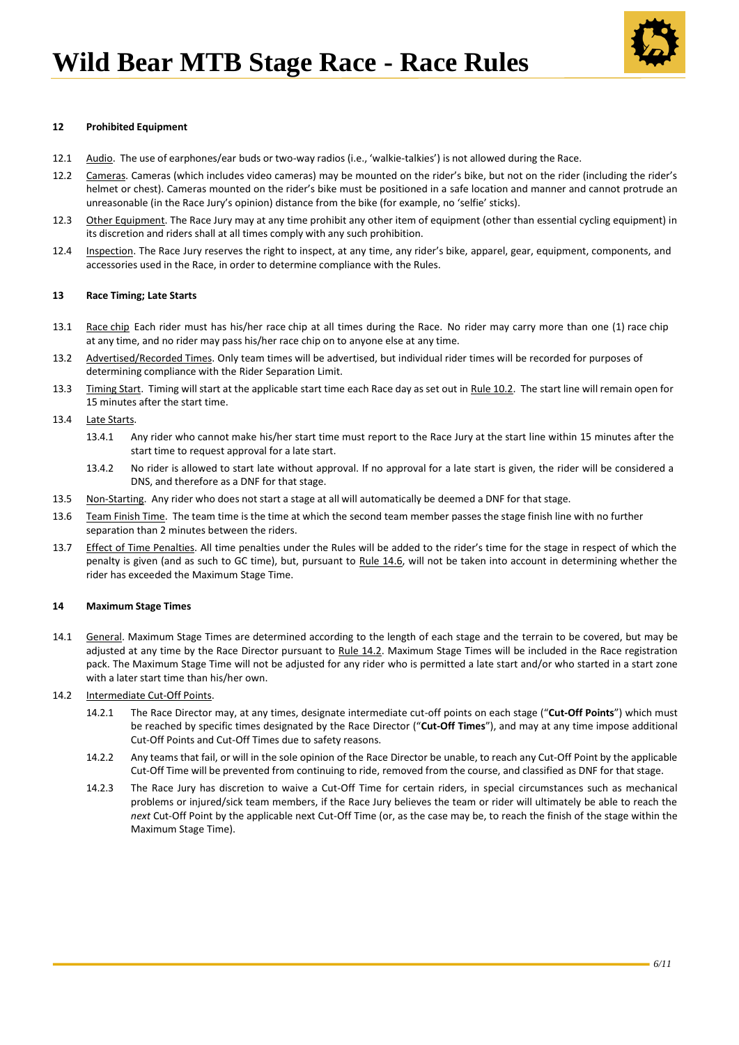### 12 Prohibited Equipment

12.1 Audio. The use of earphones/ear buds or two-way radios (i.e., 'walkie-talkies') is not allowed during the Race.

12.2 Cameras. Cameras (which includes video cameras) may be mounted on the rider's bike, but not on the rider (including the rider's helmet or chest). Cameras mounted on the rider's bike must be positioned in a safe location and manner and cannot protrude an unreasonable (in the Race Jury's opinion) distance from the bike (for example, no 'selfie' sticks).

12.3 Other Equipment. The Race Jury may at any time prohibit any other item of equipment (other than essential cycling equipment) in its discretion and riders shall at all times comply with any such prohibition.

12.4 Inspection. The Race Jury reserves the right to inspect, at any time, any rider's bike, apparel, gear, equipment, components, and accessories used in the Race, in order to determine compliance with the Rules.

### 13 Race Timing; Late Starts

13.1 Race chip Each rider must has his/her race chip at all times during the Race. No rider may carry more than one (1) race chip at any time, and no rider may pass his/her race chip on to anyone else at any time.

13.2 Advertised/Recorded Times. Only team times will be advertised, but individual rider times will be recorded for purposes of determining compliance with the Rider Separation Limit.

13.3 Timing Start. Timing will start at the applicable start time each Race day as set out in Rule 10.2. The start line will remain open for 15 minutes after the start time.

13.4 Late Starts.

13.4.1 Any rider who cannot make his/her start time must report to the Race Jury at the start line within 15 minutes after the start time to request approval for a late start.

13.4.2 No rider is allowed to start late without approval. If no approval for a late start is given, the rider will be considered a DNS, and therefore as a DNF for that stage.

13.5 Non-Starting. Any rider who does not start a stage at all will automatically be deemed a DNF for that stage.

13.6 Team Finish Time. The team time is the time at which the second team member passes the stage finish line with no further separation than 2 minutes between the riders.

13.7 Effect of Time Penalties. All time penalties under the Rules will be added to the rider's time for the stage in respect of which the penalty is given (and as such to GC time), but, pursuant to Rule 14.6, will not be taken into account in determining whether the rider has exceeded the Maximum Stage Time.

### 14 Maximum Stage Times

14.1 General. Maximum Stage Times are determined according to the length of each stage and the terrain to be covered, but may be adjusted at any time by the Race Director pursuant to Rule 14.2. Maximum Stage Times will be included in the Race registration pack. The Maximum Stage Time will not be adjusted for any rider who is permitted a late start and/or who started in a start zone with a later start time than his/her own.

14.2 Intermediate Cut-Off Points.

14.2.1 The Race Director may, at any times, designate intermediate cut-off points on each stage ("**Cut-Off Points**") which must be reached by specific times designated by the Race Director ("**Cut-Off Times**"), and may at any time impose additional Cut-Off Points and Cut-Off Times due to safety reasons.

14.2.2 Any teams that fail, or will in the sole opinion of the Race Director be unable, to reach any Cut-Off Point by the applicable Cut-Off Time will be prevented from continuing to ride, removed from the course, and classified as DNF for that stage.

14.2.3 The Race Jury has discretion to waive a Cut-Off Time for certain riders, in special circumstances such as mechanical problems or injured/sick team members, if the Race Jury believes the team or rider will ultimately be able to reach the *next* Cut-Off Point by the applicable next Cut-Off Time (or, as the case may be, to reach the finish of the stage within the Maximum Stage Time).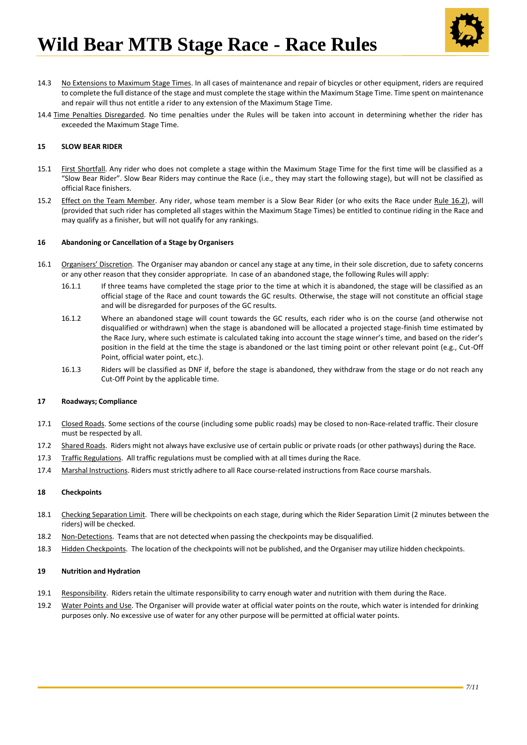14.3 No Extensions to Maximum Stage Times. In all cases of maintenance and repair of bicycles or other equipment, riders are required to complete the full distance of the stage and must complete the stage within the Maximum Stage Time. Time spent on maintenance and repair will thus not entitle a rider to any extension of the Maximum Stage Time.

14.4 Time Penalties Disregarded. No time penalties under the Rules will be taken into account in determining whether the rider has exceeded the Maximum Stage Time.

## 15 SLOW BEAR RIDER

15.1 First Shortfall. Any rider who does not complete a stage within the Maximum Stage Time for the first time will be classified as a "Slow Bear Rider". Slow Bear Riders may continue the Race (i.e., they may start the following stage), but will not be classified as official Race finishers.

15.2 Effect on the Team Member. Any rider, whose team member is a Slow Bear Rider (or who exits the Race under Rule 16.2), will (provided that such rider has completed all stages within the Maximum Stage Times) be entitled to continue riding in the Race and may qualify as a finisher, but will not qualify for any rankings.

## 16 Abandoning or Cancellation of a Stage by Organisers

16.1 Organisers' Discretion. The Organiser may abandon or cancel any stage at any time, in their sole discretion, due to safety concerns or any other reason that they consider appropriate. In case of an abandoned stage, the following Rules will apply:

16.1.1 If three teams have completed the stage prior to the time at which it is abandoned, the stage will be classified as an official stage of the Race and count towards the GC results. Otherwise, the stage will not constitute an official stage and will be disregarded for purposes of the GC results.

16.1.2 Where an abandoned stage will count towards the GC results, each rider who is on the course (and otherwise not disqualified or withdrawn) when the stage is abandoned will be allocated a projected stage-finish time estimated by the Race Jury, where such estimate is calculated taking into account the stage winner's time, and based on the rider's position in the field at the time the stage is abandoned or the last timing point or other relevant point (e.g., Cut-Off Point, official water point, etc.).

16.1.3 Riders will be classified as DNF if, before the stage is abandoned, they withdraw from the stage or do not reach any Cut-Off Point by the applicable time.

## 17 Roadways; Compliance

17.1 Closed Roads. Some sections of the course (including some public roads) may be closed to non-Race-related traffic. Their closure must be respected by all.

17.2 Shared Roads. Riders might not always have exclusive use of certain public or private roads (or other pathways) during the Race.

17.3 Traffic Regulations. All traffic regulations must be complied with at all times during the Race.

17.4 Marshal Instructions. Riders must strictly adhere to all Race course-related instructions from Race course marshals.

## 18 Checkpoints

18.1 Checking Separation Limit. There will be checkpoints on each stage, during which the Rider Separation Limit (2 minutes between the riders) will be checked.

18.2 Non-Detections. Teams that are not detected when passing the checkpoints may be disqualified.

18.3 Hidden Checkpoints. The location of the checkpoints will not be published, and the Organiser may utilize hidden checkpoints.

## 19 Nutrition and Hydration

19.1 Responsibility. Riders retain the ultimate responsibility to carry enough water and nutrition with them during the Race.

19.2 Water Points and Use. The Organiser will provide water at official water points on the route, which water is intended for drinking purposes only. No excessive use of water for any other purpose will be permitted at official water points.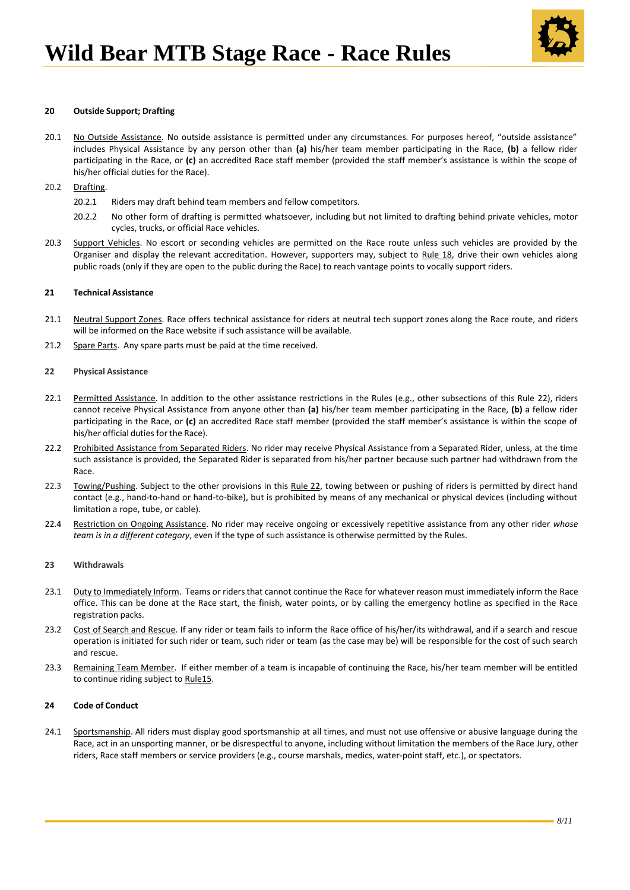### 20 Outside Support; Drafting

20.1 <u>No Outside Assistance</u>. No outside assistance is permitted under any circumstances. For purposes hereof, "outside assistance" includes Physical Assistance by any person other than **(a)** his/her team member participating in the Race, **(b)** a fellow rider participating in the Race, or **(c)** an accredited Race staff member (provided the staff member's assistance is within the scope of his/her official duties for the Race).

20.2 <u>Drafting</u>.

20.2.1 Riders may draft behind team members and fellow competitors.

20.2.2 No other form of drafting is permitted whatsoever, including but not limited to drafting behind private vehicles, motor cycles, trucks, or official Race vehicles.

20.3 <u>Support Vehicles</u>. No escort or seconding vehicles are permitted on the Race route unless such vehicles are provided by the Organiser and display the relevant accreditation. However, supporters may, subject to <u>Rule 18</u>, drive their own vehicles along public roads (only if they are open to the public during the Race) to reach vantage points to vocally support riders.

### 21 Technical Assistance

21.1 <u>Neutral Support Zones</u>. Race offers technical assistance for riders at neutral tech support zones along the Race route, and riders will be informed on the Race website if such assistance will be available.

21.2 <u>Spare Parts</u>. Any spare parts must be paid at the time received.

### 22 Physical Assistance

22.1 <u>Permitted Assistance</u>. In addition to the other assistance restrictions in the Rules (e.g., other subsections of this Rule 22), riders cannot receive Physical Assistance from anyone other than **(a)** his/her team member participating in the Race, **(b)** a fellow rider participating in the Race, or **(c)** an accredited Race staff member (provided the staff member's assistance is within the scope of his/her official duties for the Race).

22.2 <u>Prohibited Assistance from Separated Riders</u>. No rider may receive Physical Assistance from a Separated Rider, unless, at the time such assistance is provided, the Separated Rider is separated from his/her partner because such partner had withdrawn from the Race.

22.3 <u>Towing/Pushing</u>. Subject to the other provisions in this <u>Rule 22</u>, towing between or pushing of riders is permitted by direct hand contact (e.g., hand-to-hand or hand-to-bike), but is prohibited by means of any mechanical or physical devices (including without limitation a rope, tube, or cable).

22.4 <u>Restriction on Ongoing Assistance</u>. No rider may receive ongoing or excessively repetitive assistance from any other rider *whose team is in a different category*, even if the type of such assistance is otherwise permitted by the Rules.

### 23 Withdrawals

23.1 <u>Duty to Immediately Inform</u>. Teams or riders that cannot continue the Race for whatever reason must immediately inform the Race office. This can be done at the Race start, the finish, water points, or by calling the emergency hotline as specified in the Race registration packs.

23.2 <u>Cost of Search and Rescue</u>. If any rider or team fails to inform the Race office of his/her/its withdrawal, and if a search and rescue operation is initiated for such rider or team, such rider or team (as the case may be) will be responsible for the cost of such search and rescue.

23.3 <u>Remaining Team Member</u>. If either member of a team is incapable of continuing the Race, his/her team member will be entitled to continue riding subject to <u>Rule15</u>.

### 24 Code of Conduct

24.1 <u>Sportsmanship</u>. All riders must display good sportsmanship at all times, and must not use offensive or abusive language during the Race, act in an unsporting manner, or be disrespectful to anyone, including without limitation the members of the Race Jury, other riders, Race staff members or service providers (e.g., course marshals, medics, water-point staff, etc.), or spectators.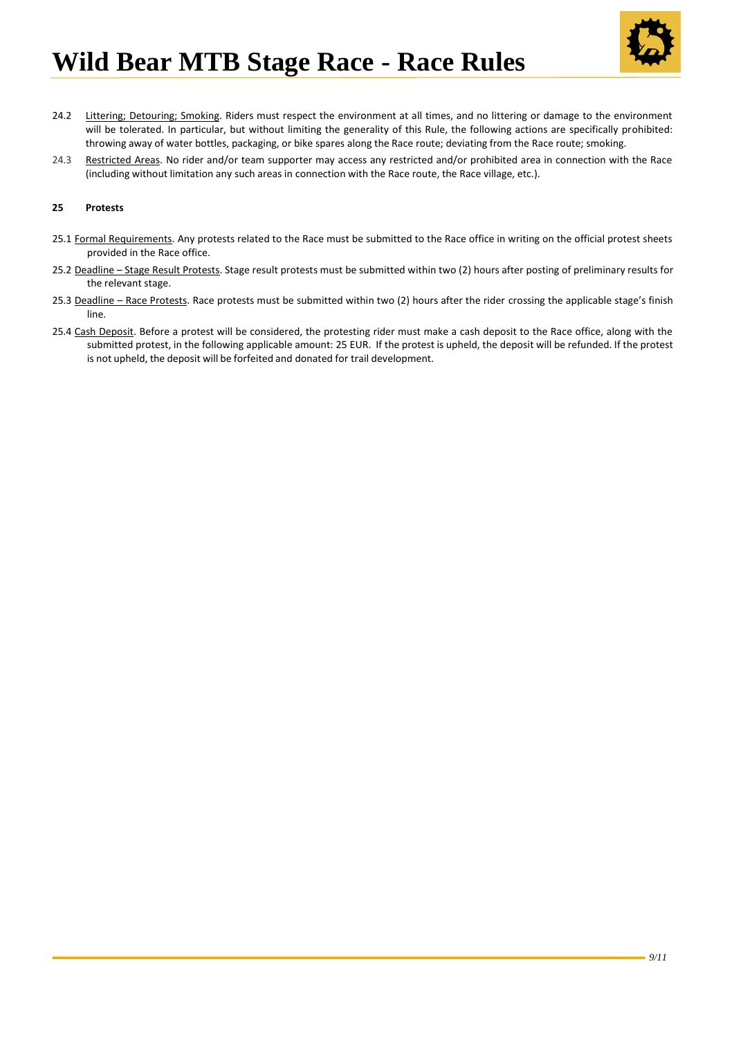24.2 Littering; Detouring; Smoking. Riders must respect the environment at all times, and no littering or damage to the environment will be tolerated. In particular, but without limiting the generality of this Rule, the following actions are specifically prohibited: throwing away of water bottles, packaging, or bike spares along the Race route; deviating from the Race route; smoking.

24.3 Restricted Areas. No rider and/or team supporter may access any restricted and/or prohibited area in connection with the Race (including without limitation any such areas in connection with the Race route, the Race village, etc.).

**25 Protests**

25.1 Formal Requirements. Any protests related to the Race must be submitted to the Race office in writing on the official protest sheets provided in the Race office.

25.2 Deadline – Stage Result Protests. Stage result protests must be submitted within two (2) hours after posting of preliminary results for the relevant stage.

25.3 Deadline – Race Protests. Race protests must be submitted within two (2) hours after the rider crossing the applicable stage's finish line.

25.4 Cash Deposit. Before a protest will be considered, the protesting rider must make a cash deposit to the Race office, along with the submitted protest, in the following applicable amount: 25 EUR. If the protest is upheld, the deposit will be refunded. If the protest is not upheld, the deposit will be forfeited and donated for trail development.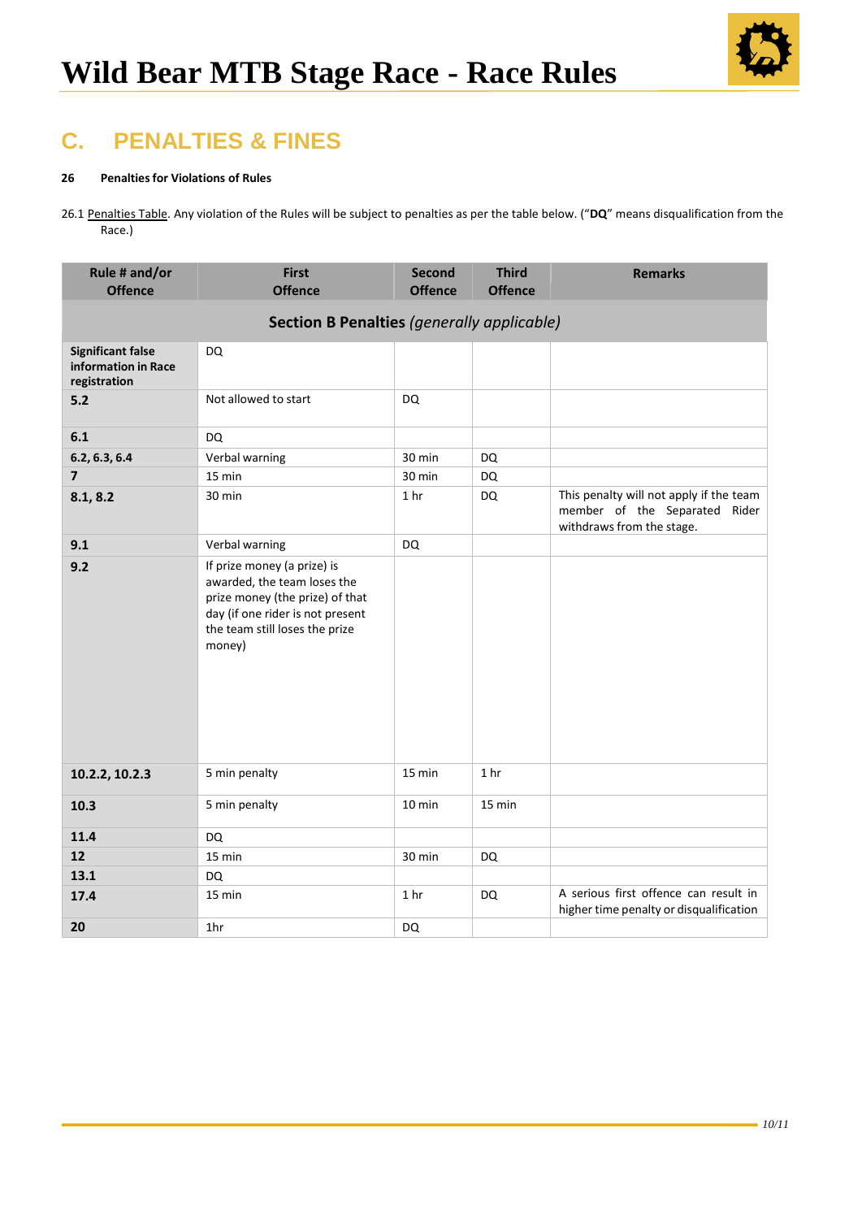## C. PENALTIES & FINES

**26 Penalties for Violations of Rules**

26.1 Penalties Table. Any violation of the Rules will be subject to penalties as per the table below. ("**DQ**" means disqualification from the Race.)

| Rule # and/or Offence | First Offence | Second Offence | Third Offence | Remarks |
|---|---|---|---|---|
| **Section B Penalties** *(generally applicable)* | | | | |
| **Significant false information in Race registration** | DQ | | | |
| **5.2** | Not allowed to start | DQ | | |
| **6.1** | DQ | | | |
| **6.2, 6.3, 6.4** | Verbal warning | 30 min | DQ | |
| **7** | 15 min | 30 min | DQ | |
| **8.1, 8.2** | 30 min | 1 hr | DQ | This penalty will not apply if the team member of the Separated Rider withdraws from the stage. |
| **9.1** | Verbal warning | DQ | | |
| **9.2** | If prize money (a prize) is awarded, the team loses the prize money (the prize) of that day (if one rider is not present the team still loses the prize money) | | | |
| **10.2.2, 10.2.3** | 5 min penalty | 15 min | 1 hr | |
| **10.3** | 5 min penalty | 10 min | 15 min | |
| **11.4** | DQ | | | |
| **12** | 15 min | 30 min | DQ | |
| **13.1** | DQ | | | |
| **17.4** | 15 min | 1 hr | DQ | A serious first offence can result in higher time penalty or disqualification |
| **20** | 1hr | DQ | | |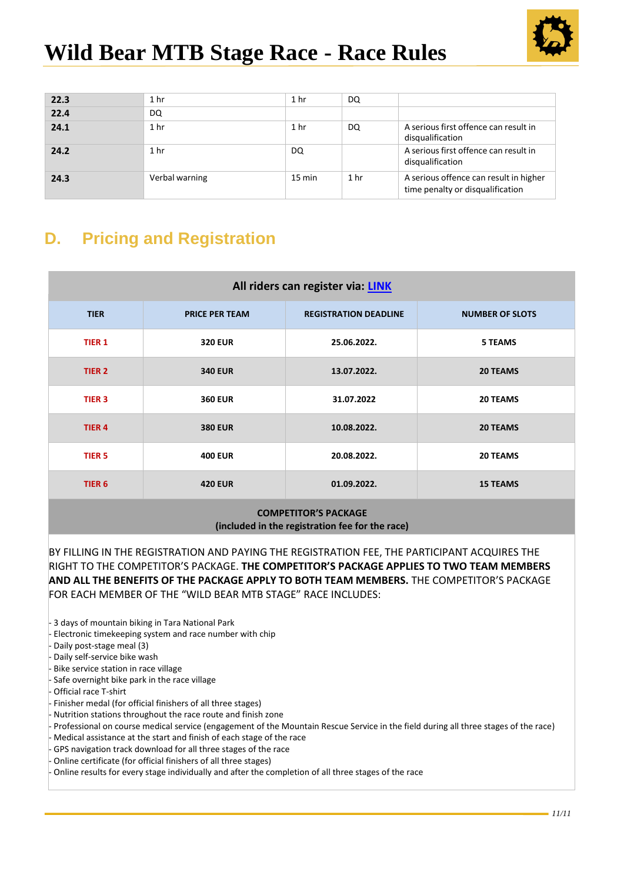| | | | | |
|---|---|---|---|---|
| **22.3** | 1 hr | 1 hr | DQ | |
| **22.4** | DQ | | | |
| **24.1** | 1 hr | 1 hr | DQ | A serious first offence can result in disqualification |
| **24.2** | 1 hr | DQ | | A serious first offence can result in disqualification |
| **24.3** | Verbal warning | 15 min | 1 hr | A serious offence can result in higher time penalty or disqualification |

## D. Pricing and Registration

**All riders can register via: LINK**

| TIER | PRICE PER TEAM | REGISTRATION DEADLINE | NUMBER OF SLOTS |
|---|---|---|---|
| TIER 1 | 320 EUR | 25.06.2022. | 5 TEAMS |
| TIER 2 | 340 EUR | 13.07.2022. | 20 TEAMS |
| TIER 3 | 360 EUR | 31.07.2022 | 20 TEAMS |
| TIER 4 | 380 EUR | 10.08.2022. | 20 TEAMS |
| TIER 5 | 400 EUR | 20.08.2022. | 20 TEAMS |
| TIER 6 | 420 EUR | 01.09.2022. | 15 TEAMS |

**COMPETITOR'S PACKAGE**
**(included in the registration fee for the race)**

BY FILLING IN THE REGISTRATION AND PAYING THE REGISTRATION FEE, THE PARTICIPANT ACQUIRES THE RIGHT TO THE COMPETITOR'S PACKAGE. **THE COMPETITOR'S PACKAGE APPLIES TO TWO TEAM MEMBERS AND ALL THE BENEFITS OF THE PACKAGE APPLY TO BOTH TEAM MEMBERS.** THE COMPETITOR'S PACKAGE FOR EACH MEMBER OF THE "WILD BEAR MTB STAGE" RACE INCLUDES:

- 3 days of mountain biking in Tara National Park
- Electronic timekeeping system and race number with chip
- Daily post-stage meal (3)
- Daily self-service bike wash
- Bike service station in race village
- Safe overnight bike park in the race village
- Official race T-shirt
- Finisher medal (for official finishers of all three stages)
- Nutrition stations throughout the race route and finish zone
- Professional on course medical service (engagement of the Mountain Rescue Service in the field during all three stages of the race)
- Medical assistance at the start and finish of each stage of the race
- GPS navigation track download for all three stages of the race
- Online certificate (for official finishers of all three stages)
- Online results for every stage individually and after the completion of all three stages of the race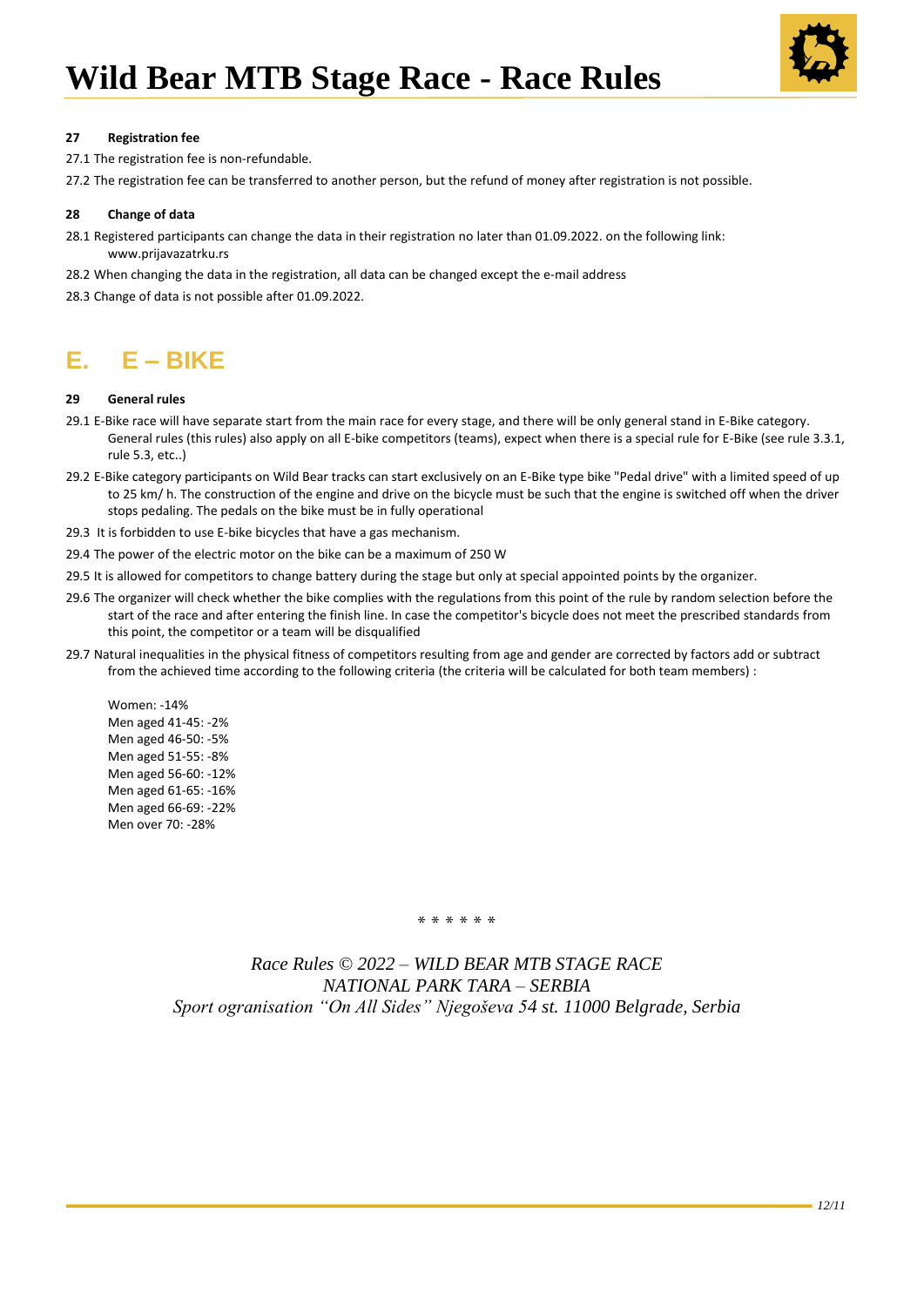**27 Registration fee**

27.1 The registration fee is non-refundable.

27.2 The registration fee can be transferred to another person, but the refund of money after registration is not possible.

**28 Change of data**

28.1 Registered participants can change the data in their registration no later than 01.09.2022. on the following link: www.prijavazatrku.rs

28.2 When changing the data in the registration, all data can be changed except the e-mail address

28.3 Change of data is not possible after 01.09.2022.

## E. E – BIKE

**29 General rules**

29.1 E-Bike race will have separate start from the main race for every stage, and there will be only general stand in E-Bike category. General rules (this rules) also apply on all E-bike competitors (teams), expect when there is a special rule for E-Bike (see rule 3.3.1, rule 5.3, etc..)

29.2 E-Bike category participants on Wild Bear tracks can start exclusively on an E-Bike type bike "Pedal drive" with a limited speed of up to 25 km/ h. The construction of the engine and drive on the bicycle must be such that the engine is switched off when the driver stops pedaling. The pedals on the bike must be in fully operational

29.3 It is forbidden to use E-bike bicycles that have a gas mechanism.

29.4 The power of the electric motor on the bike can be a maximum of 250 W

29.5 It is allowed for competitors to change battery during the stage but only at special appointed points by the organizer.

29.6 The organizer will check whether the bike complies with the regulations from this point of the rule by random selection before the start of the race and after entering the finish line. In case the competitor's bicycle does not meet the prescribed standards from this point, the competitor or a team will be disqualified

29.7 Natural inequalities in the physical fitness of competitors resulting from age and gender are corrected by factors add or subtract from the achieved time according to the following criteria (the criteria will be calculated for both team members) :

Women: -14%
Men aged 41-45: -2%
Men aged 46-50: -5%
Men aged 51-55: -8%
Men aged 56-60: -12%
Men aged 61-65: -16%
Men aged 66-69: -22%
Men over 70: -28%

\* \* \* \* \* \*

*Race Rules © 2022 – WILD BEAR MTB STAGE RACE*
*NATIONAL PARK TARA – SERBIA*
*Sport ogranisation "On All Sides" Njegoševa 54 st. 11000 Belgrade, Serbia*